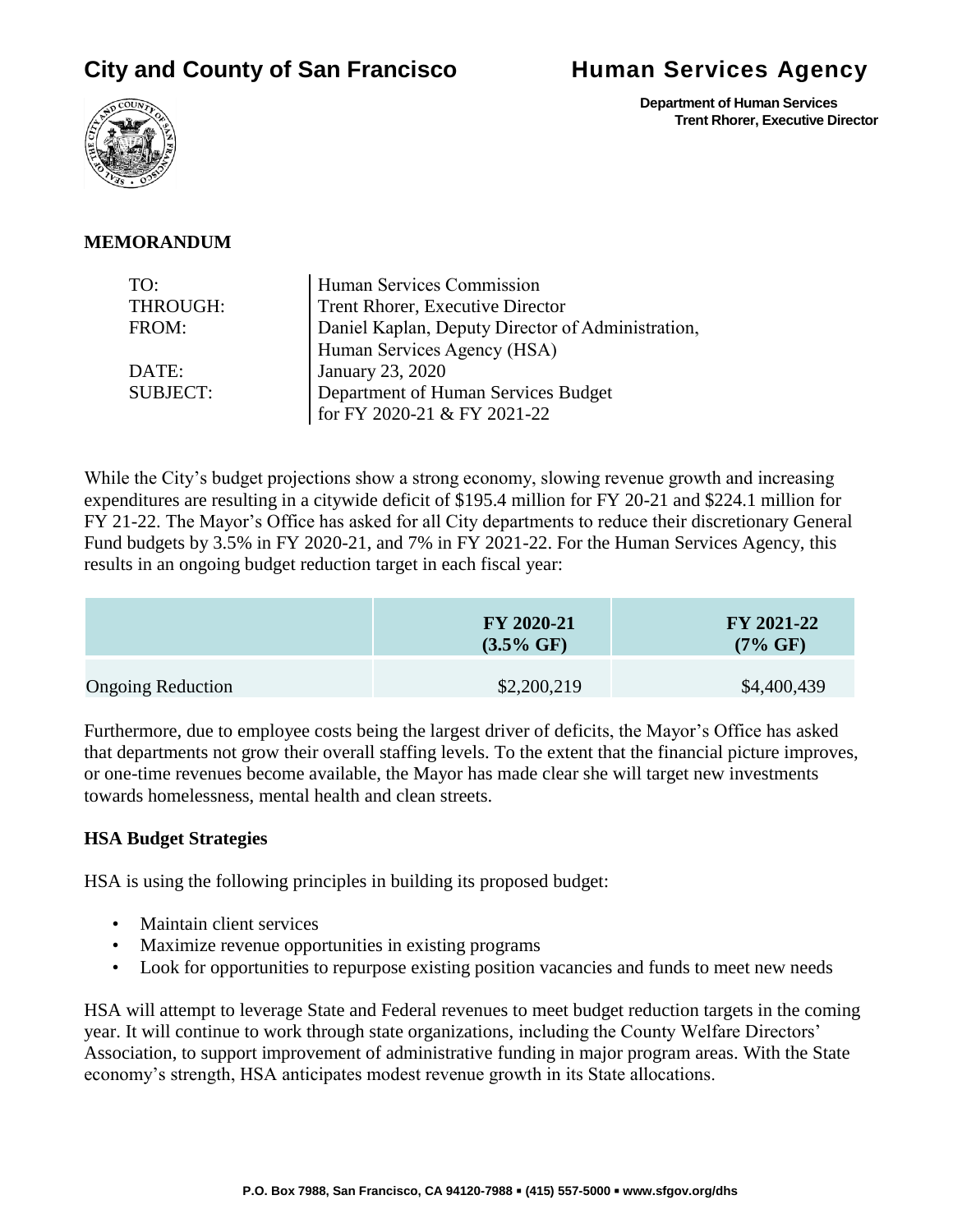# City and County of San Francisco

# Human Services Agency

**Department of Human Services**
**Trent Rhorer, Executive Director**

## MEMORANDUM

| | |
|---|---|
| TO: | Human Services Commission |
| THROUGH: | Trent Rhorer, Executive Director |
| FROM: | Daniel Kaplan, Deputy Director of Administration, Human Services Agency (HSA) |
| DATE: | January 23, 2020 |
| SUBJECT: | Department of Human Services Budget for FY 2020-21 & FY 2021-22 |

While the City's budget projections show a strong economy, slowing revenue growth and increasing expenditures are resulting in a citywide deficit of $195.4 million for FY 20-21 and $224.1 million for FY 21-22. The Mayor's Office has asked for all City departments to reduce their discretionary General Fund budgets by 3.5% in FY 2020-21, and 7% in FY 2021-22. For the Human Services Agency, this results in an ongoing budget reduction target in each fiscal year:

| | FY 2020-21 (3.5% GF) | FY 2021-22 (7% GF) |
|---|---|---|
| Ongoing Reduction | $2,200,219 | $4,400,439 |

Furthermore, due to employee costs being the largest driver of deficits, the Mayor's Office has asked that departments not grow their overall staffing levels. To the extent that the financial picture improves, or one-time revenues become available, the Mayor has made clear she will target new investments towards homelessness, mental health and clean streets.

### HSA Budget Strategies

HSA is using the following principles in building its proposed budget:

- Maintain client services
- Maximize revenue opportunities in existing programs
- Look for opportunities to repurpose existing position vacancies and funds to meet new needs

HSA will attempt to leverage State and Federal revenues to meet budget reduction targets in the coming year. It will continue to work through state organizations, including the County Welfare Directors' Association, to support improvement of administrative funding in major program areas. With the State economy's strength, HSA anticipates modest revenue growth in its State allocations.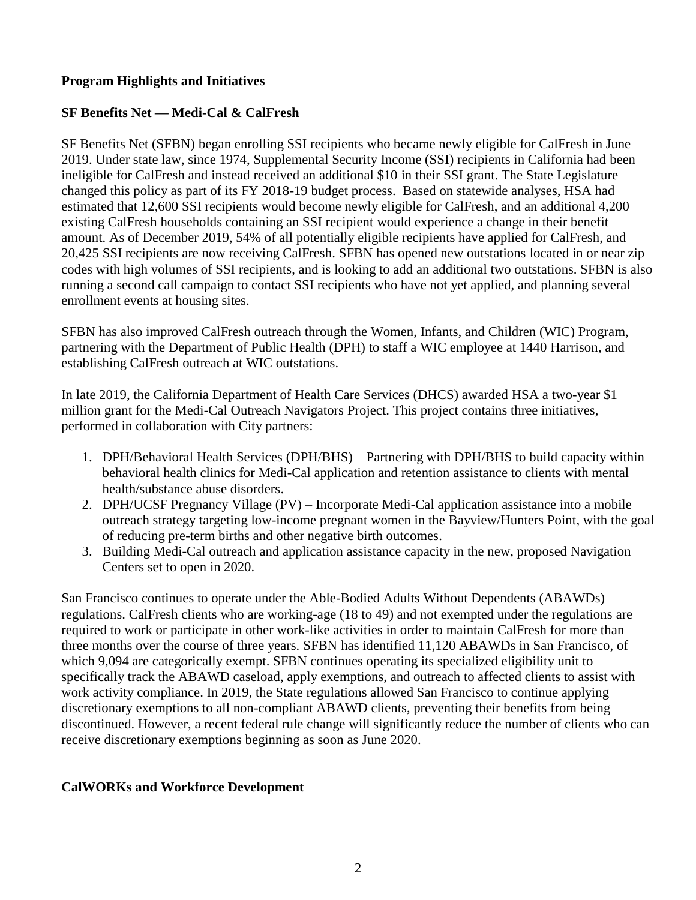## Program Highlights and Initiatives

### SF Benefits Net — Medi-Cal & CalFresh

SF Benefits Net (SFBN) began enrolling SSI recipients who became newly eligible for CalFresh in June 2019. Under state law, since 1974, Supplemental Security Income (SSI) recipients in California had been ineligible for CalFresh and instead received an additional $10 in their SSI grant. The State Legislature changed this policy as part of its FY 2018-19 budget process. Based on statewide analyses, HSA had estimated that 12,600 SSI recipients would become newly eligible for CalFresh, and an additional 4,200 existing CalFresh households containing an SSI recipient would experience a change in their benefit amount. As of December 2019, 54% of all potentially eligible recipients have applied for CalFresh, and 20,425 SSI recipients are now receiving CalFresh. SFBN has opened new outstations located in or near zip codes with high volumes of SSI recipients, and is looking to add an additional two outstations. SFBN is also running a second call campaign to contact SSI recipients who have not yet applied, and planning several enrollment events at housing sites.

SFBN has also improved CalFresh outreach through the Women, Infants, and Children (WIC) Program, partnering with the Department of Public Health (DPH) to staff a WIC employee at 1440 Harrison, and establishing CalFresh outreach at WIC outstations.

In late 2019, the California Department of Health Care Services (DHCS) awarded HSA a two-year $1 million grant for the Medi-Cal Outreach Navigators Project. This project contains three initiatives, performed in collaboration with City partners:

1. DPH/Behavioral Health Services (DPH/BHS) – Partnering with DPH/BHS to build capacity within behavioral health clinics for Medi-Cal application and retention assistance to clients with mental health/substance abuse disorders.
2. DPH/UCSF Pregnancy Village (PV) – Incorporate Medi-Cal application assistance into a mobile outreach strategy targeting low-income pregnant women in the Bayview/Hunters Point, with the goal of reducing pre-term births and other negative birth outcomes.
3. Building Medi-Cal outreach and application assistance capacity in the new, proposed Navigation Centers set to open in 2020.

San Francisco continues to operate under the Able-Bodied Adults Without Dependents (ABAWDs) regulations. CalFresh clients who are working-age (18 to 49) and not exempted under the regulations are required to work or participate in other work-like activities in order to maintain CalFresh for more than three months over the course of three years. SFBN has identified 11,120 ABAWDs in San Francisco, of which 9,094 are categorically exempt. SFBN continues operating its specialized eligibility unit to specifically track the ABAWD caseload, apply exemptions, and outreach to affected clients to assist with work activity compliance. In 2019, the State regulations allowed San Francisco to continue applying discretionary exemptions to all non-compliant ABAWD clients, preventing their benefits from being discontinued. However, a recent federal rule change will significantly reduce the number of clients who can receive discretionary exemptions beginning as soon as June 2020.

### CalWORKs and Workforce Development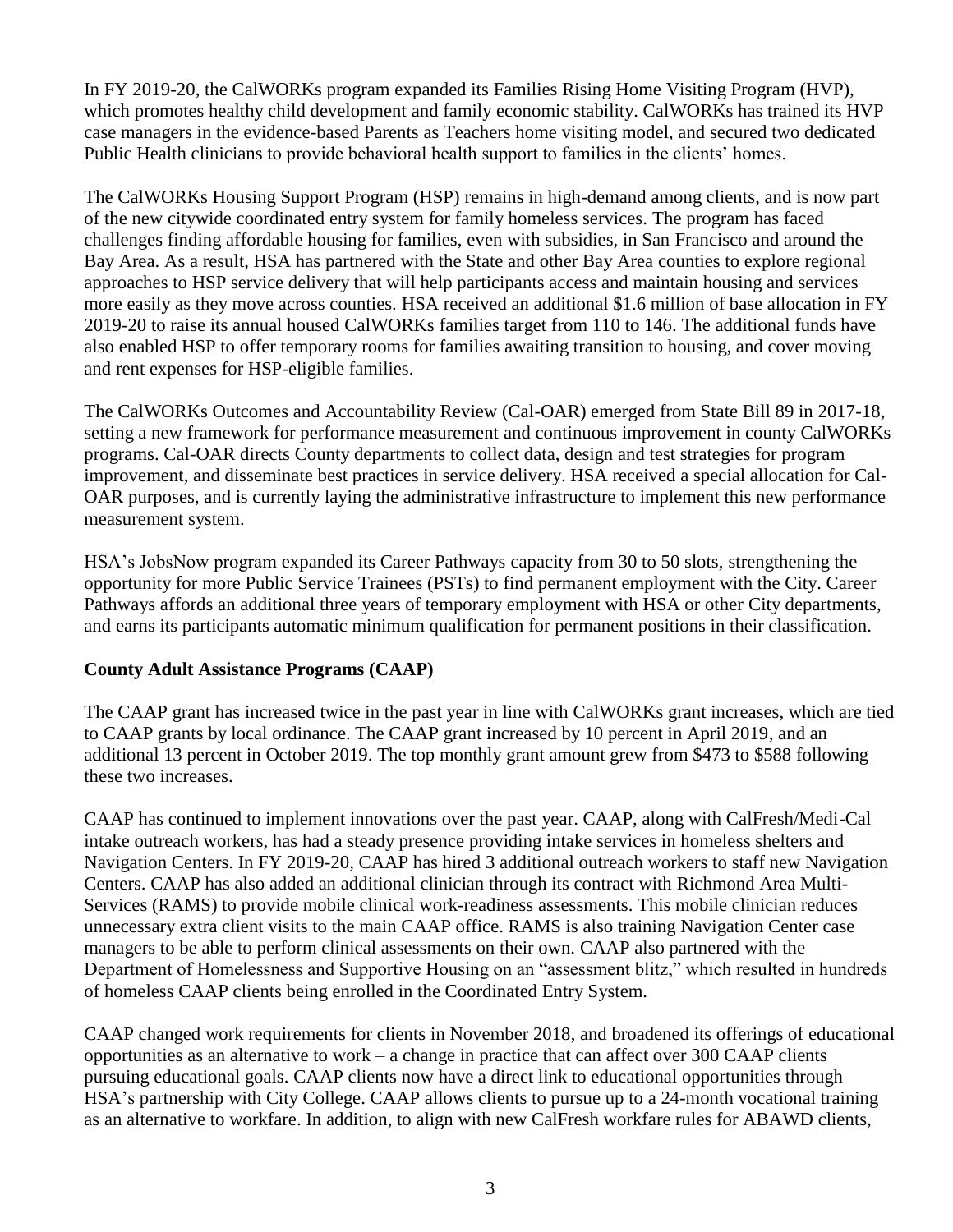In FY 2019-20, the CalWORKs program expanded its Families Rising Home Visiting Program (HVP), which promotes healthy child development and family economic stability. CalWORKs has trained its HVP case managers in the evidence-based Parents as Teachers home visiting model, and secured two dedicated Public Health clinicians to provide behavioral health support to families in the clients' homes.

The CalWORKs Housing Support Program (HSP) remains in high-demand among clients, and is now part of the new citywide coordinated entry system for family homeless services. The program has faced challenges finding affordable housing for families, even with subsidies, in San Francisco and around the Bay Area. As a result, HSA has partnered with the State and other Bay Area counties to explore regional approaches to HSP service delivery that will help participants access and maintain housing and services more easily as they move across counties. HSA received an additional $1.6 million of base allocation in FY 2019-20 to raise its annual housed CalWORKs families target from 110 to 146. The additional funds have also enabled HSP to offer temporary rooms for families awaiting transition to housing, and cover moving and rent expenses for HSP-eligible families.

The CalWORKs Outcomes and Accountability Review (Cal-OAR) emerged from State Bill 89 in 2017-18, setting a new framework for performance measurement and continuous improvement in county CalWORKs programs. Cal-OAR directs County departments to collect data, design and test strategies for program improvement, and disseminate best practices in service delivery. HSA received a special allocation for Cal-OAR purposes, and is currently laying the administrative infrastructure to implement this new performance measurement system.

HSA's JobsNow program expanded its Career Pathways capacity from 30 to 50 slots, strengthening the opportunity for more Public Service Trainees (PSTs) to find permanent employment with the City. Career Pathways affords an additional three years of temporary employment with HSA or other City departments, and earns its participants automatic minimum qualification for permanent positions in their classification.

**County Adult Assistance Programs (CAAP)**

The CAAP grant has increased twice in the past year in line with CalWORKs grant increases, which are tied to CAAP grants by local ordinance. The CAAP grant increased by 10 percent in April 2019, and an additional 13 percent in October 2019. The top monthly grant amount grew from $473 to $588 following these two increases.

CAAP has continued to implement innovations over the past year. CAAP, along with CalFresh/Medi-Cal intake outreach workers, has had a steady presence providing intake services in homeless shelters and Navigation Centers. In FY 2019-20, CAAP has hired 3 additional outreach workers to staff new Navigation Centers. CAAP has also added an additional clinician through its contract with Richmond Area Multi-Services (RAMS) to provide mobile clinical work-readiness assessments. This mobile clinician reduces unnecessary extra client visits to the main CAAP office. RAMS is also training Navigation Center case managers to be able to perform clinical assessments on their own. CAAP also partnered with the Department of Homelessness and Supportive Housing on an "assessment blitz," which resulted in hundreds of homeless CAAP clients being enrolled in the Coordinated Entry System.

CAAP changed work requirements for clients in November 2018, and broadened its offerings of educational opportunities as an alternative to work – a change in practice that can affect over 300 CAAP clients pursuing educational goals. CAAP clients now have a direct link to educational opportunities through HSA's partnership with City College. CAAP allows clients to pursue up to a 24-month vocational training as an alternative to workfare. In addition, to align with new CalFresh workfare rules for ABAWD clients,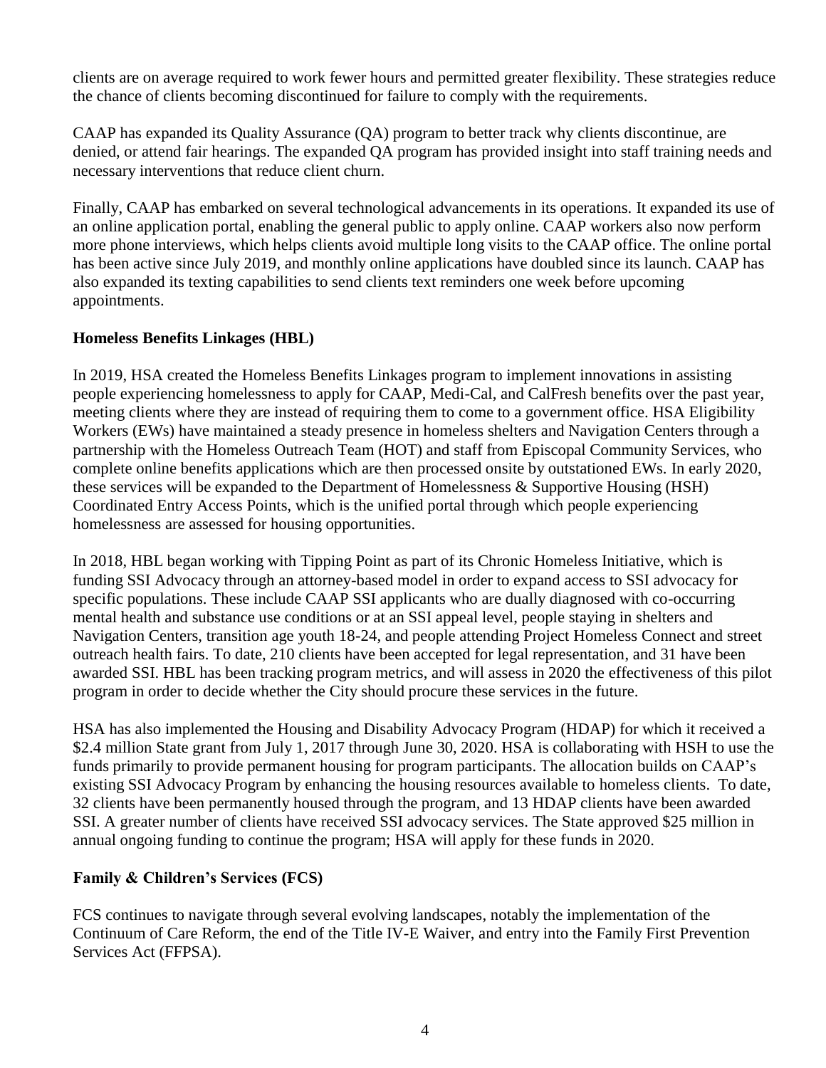clients are on average required to work fewer hours and permitted greater flexibility. These strategies reduce the chance of clients becoming discontinued for failure to comply with the requirements.

CAAP has expanded its Quality Assurance (QA) program to better track why clients discontinue, are denied, or attend fair hearings. The expanded QA program has provided insight into staff training needs and necessary interventions that reduce client churn.

Finally, CAAP has embarked on several technological advancements in its operations. It expanded its use of an online application portal, enabling the general public to apply online. CAAP workers also now perform more phone interviews, which helps clients avoid multiple long visits to the CAAP office. The online portal has been active since July 2019, and monthly online applications have doubled since its launch. CAAP has also expanded its texting capabilities to send clients text reminders one week before upcoming appointments.

**Homeless Benefits Linkages (HBL)**

In 2019, HSA created the Homeless Benefits Linkages program to implement innovations in assisting people experiencing homelessness to apply for CAAP, Medi-Cal, and CalFresh benefits over the past year, meeting clients where they are instead of requiring them to come to a government office. HSA Eligibility Workers (EWs) have maintained a steady presence in homeless shelters and Navigation Centers through a partnership with the Homeless Outreach Team (HOT) and staff from Episcopal Community Services, who complete online benefits applications which are then processed onsite by outstationed EWs. In early 2020, these services will be expanded to the Department of Homelessness & Supportive Housing (HSH) Coordinated Entry Access Points, which is the unified portal through which people experiencing homelessness are assessed for housing opportunities.

In 2018, HBL began working with Tipping Point as part of its Chronic Homeless Initiative, which is funding SSI Advocacy through an attorney-based model in order to expand access to SSI advocacy for specific populations. These include CAAP SSI applicants who are dually diagnosed with co-occurring mental health and substance use conditions or at an SSI appeal level, people staying in shelters and Navigation Centers, transition age youth 18-24, and people attending Project Homeless Connect and street outreach health fairs. To date, 210 clients have been accepted for legal representation, and 31 have been awarded SSI. HBL has been tracking program metrics, and will assess in 2020 the effectiveness of this pilot program in order to decide whether the City should procure these services in the future.

HSA has also implemented the Housing and Disability Advocacy Program (HDAP) for which it received a $2.4 million State grant from July 1, 2017 through June 30, 2020. HSA is collaborating with HSH to use the funds primarily to provide permanent housing for program participants. The allocation builds on CAAP's existing SSI Advocacy Program by enhancing the housing resources available to homeless clients. To date, 32 clients have been permanently housed through the program, and 13 HDAP clients have been awarded SSI. A greater number of clients have received SSI advocacy services. The State approved $25 million in annual ongoing funding to continue the program; HSA will apply for these funds in 2020.

**Family & Children's Services (FCS)**

FCS continues to navigate through several evolving landscapes, notably the implementation of the Continuum of Care Reform, the end of the Title IV-E Waiver, and entry into the Family First Prevention Services Act (FFPSA).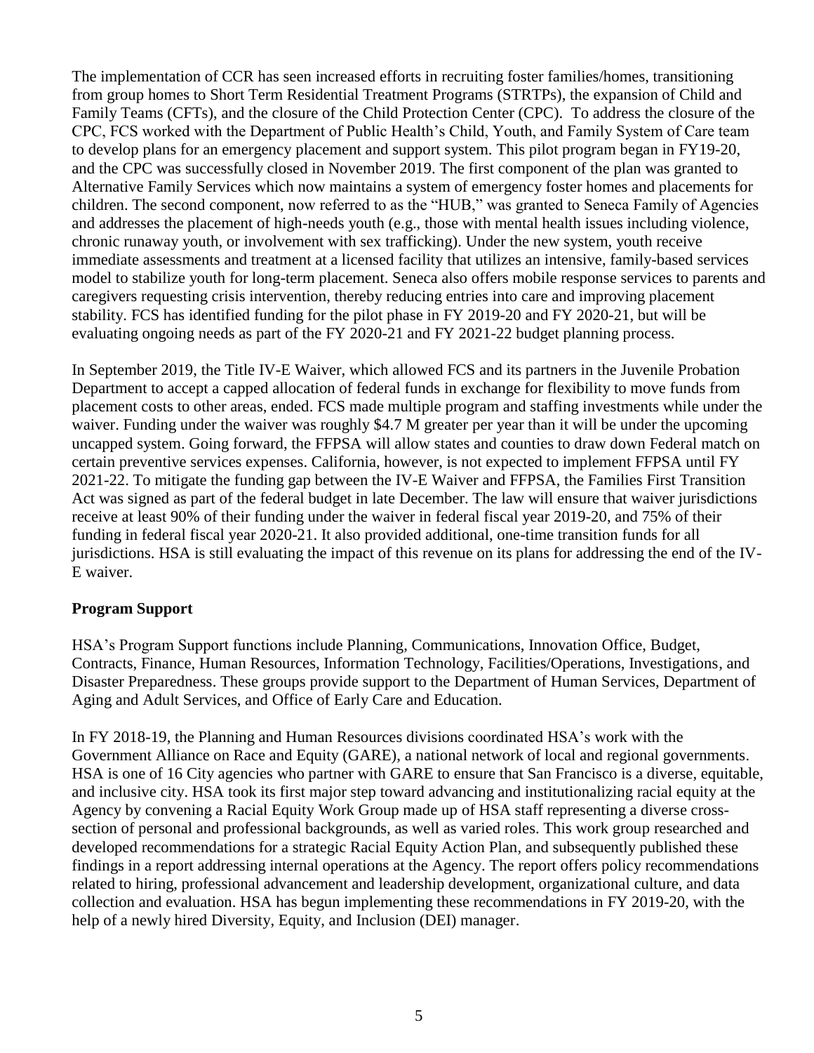The implementation of CCR has seen increased efforts in recruiting foster families/homes, transitioning from group homes to Short Term Residential Treatment Programs (STRTPs), the expansion of Child and Family Teams (CFTs), and the closure of the Child Protection Center (CPC). To address the closure of the CPC, FCS worked with the Department of Public Health's Child, Youth, and Family System of Care team to develop plans for an emergency placement and support system. This pilot program began in FY19-20, and the CPC was successfully closed in November 2019. The first component of the plan was granted to Alternative Family Services which now maintains a system of emergency foster homes and placements for children. The second component, now referred to as the "HUB," was granted to Seneca Family of Agencies and addresses the placement of high-needs youth (e.g., those with mental health issues including violence, chronic runaway youth, or involvement with sex trafficking). Under the new system, youth receive immediate assessments and treatment at a licensed facility that utilizes an intensive, family-based services model to stabilize youth for long-term placement. Seneca also offers mobile response services to parents and caregivers requesting crisis intervention, thereby reducing entries into care and improving placement stability. FCS has identified funding for the pilot phase in FY 2019-20 and FY 2020-21, but will be evaluating ongoing needs as part of the FY 2020-21 and FY 2021-22 budget planning process.

In September 2019, the Title IV-E Waiver, which allowed FCS and its partners in the Juvenile Probation Department to accept a capped allocation of federal funds in exchange for flexibility to move funds from placement costs to other areas, ended. FCS made multiple program and staffing investments while under the waiver. Funding under the waiver was roughly $4.7 M greater per year than it will be under the upcoming uncapped system. Going forward, the FFPSA will allow states and counties to draw down Federal match on certain preventive services expenses. California, however, is not expected to implement FFPSA until FY 2021-22. To mitigate the funding gap between the IV-E Waiver and FFPSA, the Families First Transition Act was signed as part of the federal budget in late December. The law will ensure that waiver jurisdictions receive at least 90% of their funding under the waiver in federal fiscal year 2019-20, and 75% of their funding in federal fiscal year 2020-21. It also provided additional, one-time transition funds for all jurisdictions. HSA is still evaluating the impact of this revenue on its plans for addressing the end of the IV-E waiver.

**Program Support**

HSA's Program Support functions include Planning, Communications, Innovation Office, Budget, Contracts, Finance, Human Resources, Information Technology, Facilities/Operations, Investigations, and Disaster Preparedness. These groups provide support to the Department of Human Services, Department of Aging and Adult Services, and Office of Early Care and Education.

In FY 2018-19, the Planning and Human Resources divisions coordinated HSA's work with the Government Alliance on Race and Equity (GARE), a national network of local and regional governments. HSA is one of 16 City agencies who partner with GARE to ensure that San Francisco is a diverse, equitable, and inclusive city. HSA took its first major step toward advancing and institutionalizing racial equity at the Agency by convening a Racial Equity Work Group made up of HSA staff representing a diverse cross-section of personal and professional backgrounds, as well as varied roles. This work group researched and developed recommendations for a strategic Racial Equity Action Plan, and subsequently published these findings in a report addressing internal operations at the Agency. The report offers policy recommendations related to hiring, professional advancement and leadership development, organizational culture, and data collection and evaluation. HSA has begun implementing these recommendations in FY 2019-20, with the help of a newly hired Diversity, Equity, and Inclusion (DEI) manager.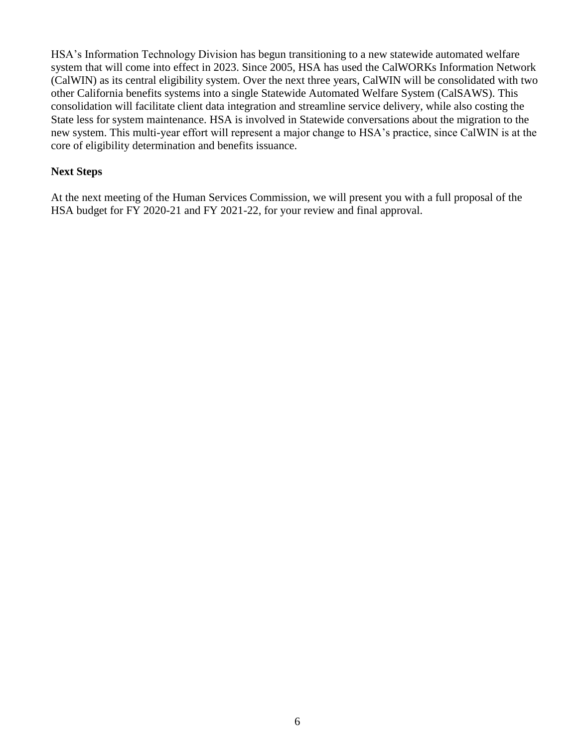HSA's Information Technology Division has begun transitioning to a new statewide automated welfare system that will come into effect in 2023. Since 2005, HSA has used the CalWORKs Information Network (CalWIN) as its central eligibility system. Over the next three years, CalWIN will be consolidated with two other California benefits systems into a single Statewide Automated Welfare System (CalSAWS). This consolidation will facilitate client data integration and streamline service delivery, while also costing the State less for system maintenance. HSA is involved in Statewide conversations about the migration to the new system. This multi-year effort will represent a major change to HSA's practice, since CalWIN is at the core of eligibility determination and benefits issuance.

**Next Steps**

At the next meeting of the Human Services Commission, we will present you with a full proposal of the HSA budget for FY 2020-21 and FY 2021-22, for your review and final approval.